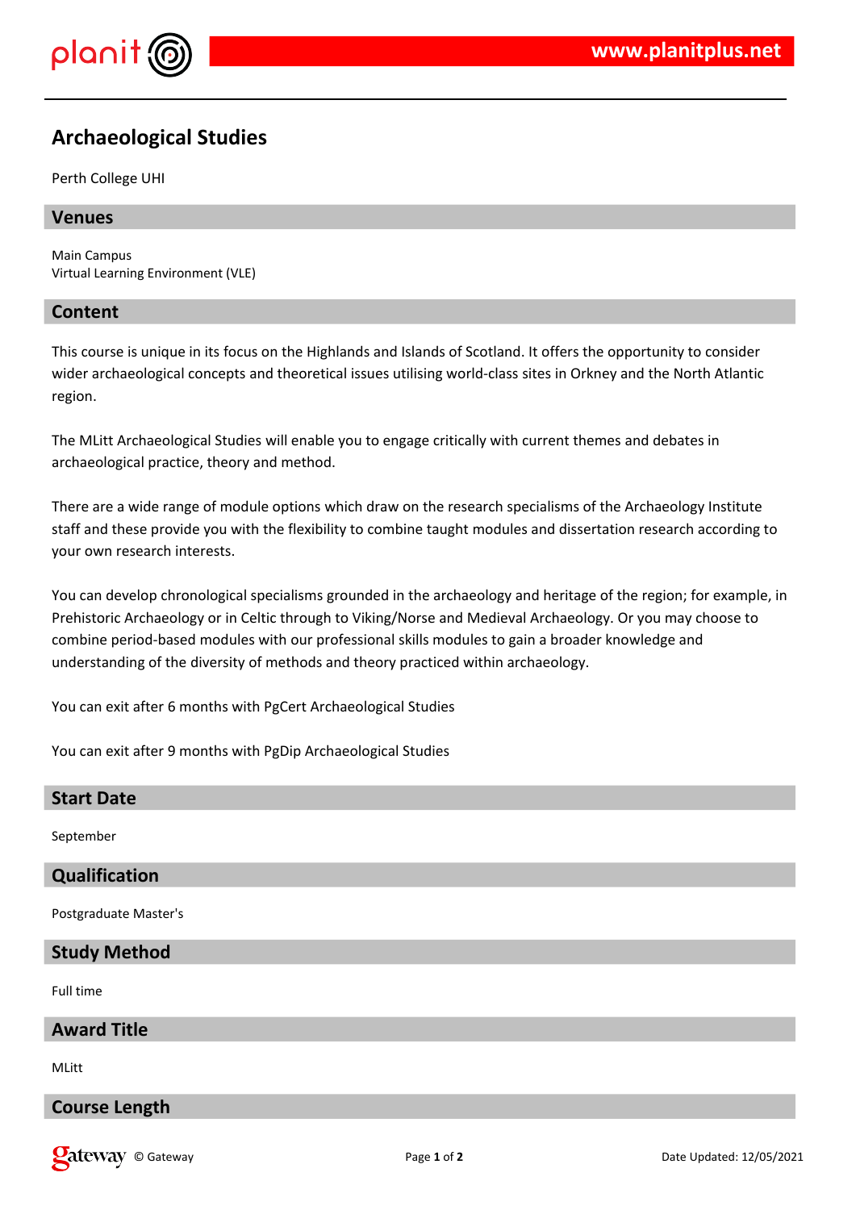# Archaeological Studies

Perth College UHI

## Venues

Main Campus
Virtual Learning Environment (VLE)

## Content

This course is unique in its focus on the Highlands and Islands of Scotland. It offers the opportunity to consider wider archaeological concepts and theoretical issues utilising world-class sites in Orkney and the North Atlantic region.

The MLitt Archaeological Studies will enable you to engage critically with current themes and debates in archaeological practice, theory and method.

There are a wide range of module options which draw on the research specialisms of the Archaeology Institute staff and these provide you with the flexibility to combine taught modules and dissertation research according to your own research interests.

You can develop chronological specialisms grounded in the archaeology and heritage of the region; for example, in Prehistoric Archaeology or in Celtic through to Viking/Norse and Medieval Archaeology. Or you may choose to combine period-based modules with our professional skills modules to gain a broader knowledge and understanding of the diversity of methods and theory practiced within archaeology.

You can exit after 6 months with PgCert Archaeological Studies

You can exit after 9 months with PgDip Archaeological Studies

## Start Date

September

## Qualification

Postgraduate Master's

## Study Method

Full time

## Award Title

MLitt

## Course Length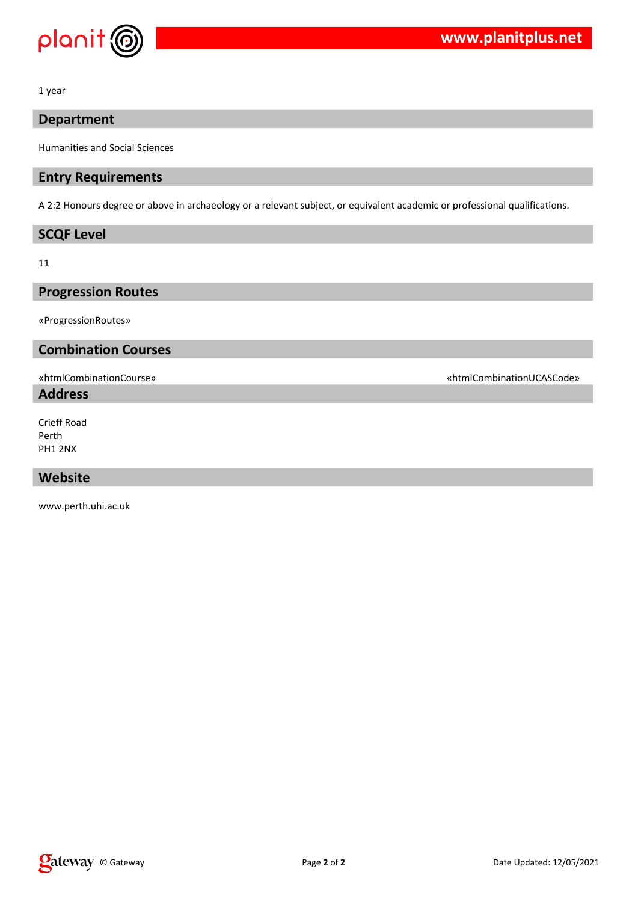1 year

## Department

Humanities and Social Sciences

## Entry Requirements

A 2:2 Honours degree or above in archaeology or a relevant subject, or equivalent academic or professional qualifications.

## SCQF Level

11

## Progression Routes

«ProgressionRoutes»

## Combination Courses

«htmlCombinationCourse» «htmlCombinationUCASCode»

## Address

Crieff Road
Perth
PH1 2NX

## Website

www.perth.uhi.ac.uk